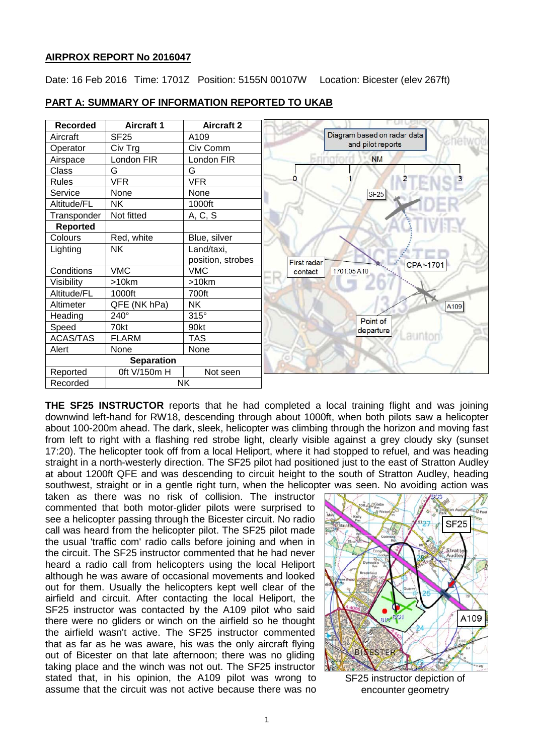**AIRPROX REPORT No 2016047**

Date: 16 Feb 2016 Time: 1701Z Position: 5155N 00107W Location: Bicester (elev 267ft)

**PART A: SUMMARY OF INFORMATION REPORTED TO UKAB**

| Recorded | Aircraft 1 | Aircraft 2 |
|---|---|---|
| Aircraft | SF25 | A109 |
| Operator | Civ Trg | Civ Comm |
| Airspace | London FIR | London FIR |
| Class | G | G |
| Rules | VFR | VFR |
| Service | None | None |
| Altitude/FL | NK | 1000ft |
| Transponder | Not fitted | A, C, S |
| **Reported** | | |
| Colours | Red, white | Blue, silver |
| Lighting | NK | Land/taxi, position, strobes |
| Conditions | VMC | VMC |
| Visibility | >10km | >10km |
| Altitude/FL | 1000ft | 700ft |
| Altimeter | QFE (NK hPa) | NK |
| Heading | 240° | 315° |
| Speed | 70kt | 90kt |
| ACAS/TAS | FLARM | TAS |
| Alert | None | None |
| **Separation** | | |
| Reported | 0ft V/150m H | Not seen |
| Recorded | NK | |

Diagram based on radar data and pilot reports

**THE SF25 INSTRUCTOR** reports that he had completed a local training flight and was joining downwind left-hand for RW18, descending through about 1000ft, when both pilots saw a helicopter about 100-200m ahead. The dark, sleek, helicopter was climbing through the horizon and moving fast from left to right with a flashing red strobe light, clearly visible against a grey cloudy sky (sunset 17:20). The helicopter took off from a local Heliport, where it had stopped to refuel, and was heading straight in a north-westerly direction. The SF25 pilot had positioned just to the east of Stratton Audley at about 1200ft QFE and was descending to circuit height to the south of Stratton Audley, heading southwest, straight or in a gentle right turn, when the helicopter was seen. No avoiding action was taken as there was no risk of collision. The instructor commented that both motor-glider pilots were surprised to see a helicopter passing through the Bicester circuit. No radio call was heard from the helicopter pilot. The SF25 pilot made the usual 'traffic com' radio calls before joining and when in the circuit. The SF25 instructor commented that he had never heard a radio call from helicopters using the local Heliport although he was aware of occasional movements and looked out for them. Usually the helicopters kept well clear of the airfield and circuit. After contacting the local Heliport, the SF25 instructor was contacted by the A109 pilot who said there were no gliders or winch on the airfield so he thought the airfield wasn't active. The SF25 instructor commented that as far as he was aware, his was the only aircraft flying out of Bicester on that late afternoon; there was no gliding taking place and the winch was not out. The SF25 instructor stated that, in his opinion, the A109 pilot was wrong to assume that the circuit was not active because there was no

SF25 instructor depiction of encounter geometry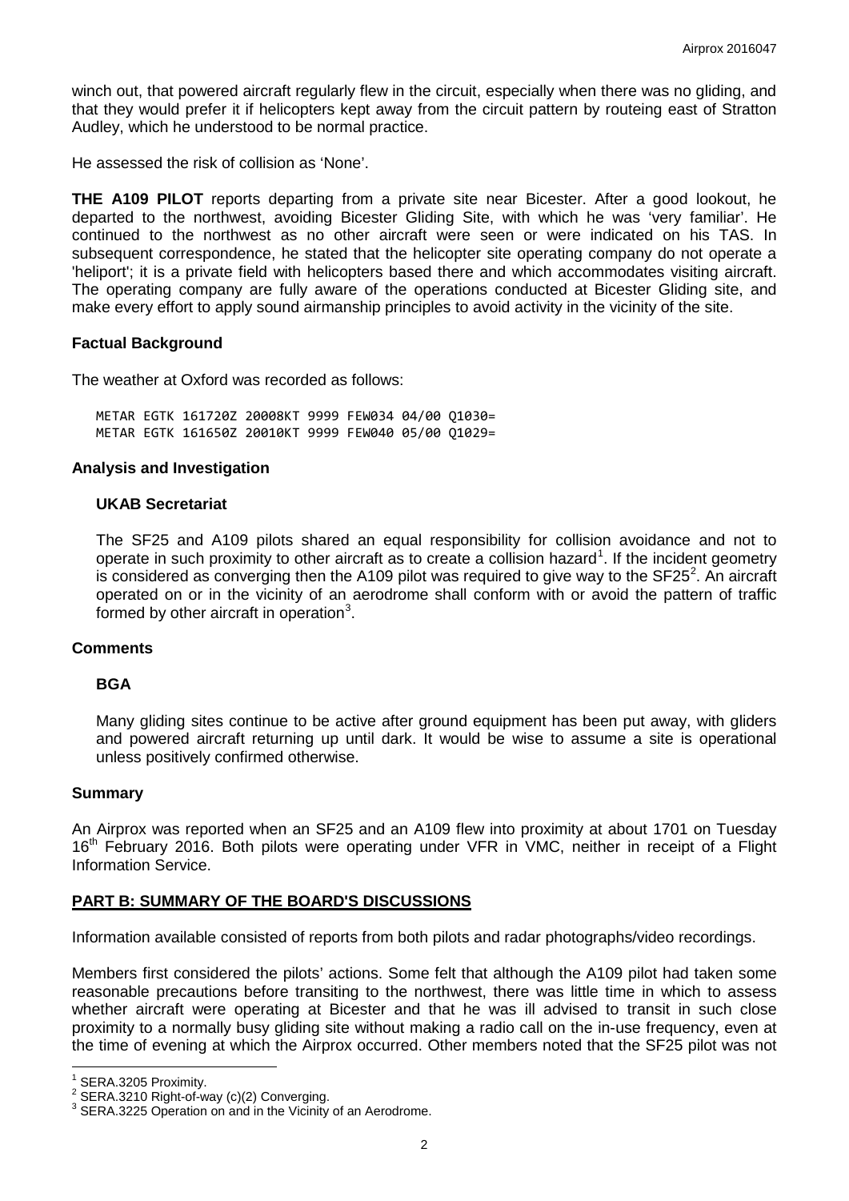winch out, that powered aircraft regularly flew in the circuit, especially when there was no gliding, and that they would prefer it if helicopters kept away from the circuit pattern by routeing east of Stratton Audley, which he understood to be normal practice.

He assessed the risk of collision as 'None'.

**THE A109 PILOT** reports departing from a private site near Bicester. After a good lookout, he departed to the northwest, avoiding Bicester Gliding Site, with which he was 'very familiar'. He continued to the northwest as no other aircraft were seen or were indicated on his TAS. In subsequent correspondence, he stated that the helicopter site operating company do not operate a 'heliport'; it is a private field with helicopters based there and which accommodates visiting aircraft. The operating company are fully aware of the operations conducted at Bicester Gliding site, and make every effort to apply sound airmanship principles to avoid activity in the vicinity of the site.

### Factual Background

The weather at Oxford was recorded as follows:

```
METAR EGTK 161720Z 20008KT 9999 FEW034 04/00 Q1030=
METAR EGTK 161650Z 20010KT 9999 FEW040 05/00 Q1029=
```

### Analysis and Investigation

#### UKAB Secretariat

The SF25 and A109 pilots shared an equal responsibility for collision avoidance and not to operate in such proximity to other aircraft as to create a collision hazard[1]. If the incident geometry is considered as converging then the A109 pilot was required to give way to the SF25[2]. An aircraft operated on or in the vicinity of an aerodrome shall conform with or avoid the pattern of traffic formed by other aircraft in operation[3].

### Comments

#### BGA

Many gliding sites continue to be active after ground equipment has been put away, with gliders and powered aircraft returning up until dark. It would be wise to assume a site is operational unless positively confirmed otherwise.

### Summary

An Airprox was reported when an SF25 and an A109 flew into proximity at about 1701 on Tuesday 16th February 2016. Both pilots were operating under VFR in VMC, neither in receipt of a Flight Information Service.

## PART B: SUMMARY OF THE BOARD'S DISCUSSIONS

Information available consisted of reports from both pilots and radar photographs/video recordings.

Members first considered the pilots' actions. Some felt that although the A109 pilot had taken some reasonable precautions before transiting to the northwest, there was little time in which to assess whether aircraft were operating at Bicester and that he was ill advised to transit in such close proximity to a normally busy gliding site without making a radio call on the in-use frequency, even at the time of evening at which the Airprox occurred. Other members noted that the SF25 pilot was not

---

[1] SERA.3205 Proximity.
[2] SERA.3210 Right-of-way (c)(2) Converging.
[3] SERA.3225 Operation on and in the Vicinity of an Aerodrome.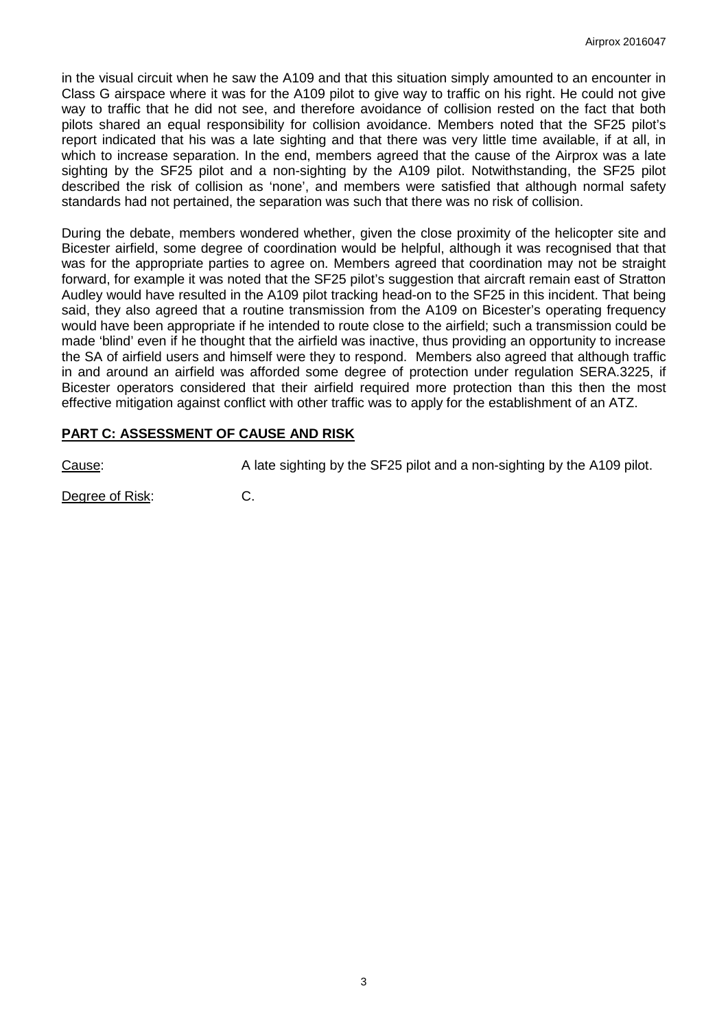in the visual circuit when he saw the A109 and that this situation simply amounted to an encounter in Class G airspace where it was for the A109 pilot to give way to traffic on his right. He could not give way to traffic that he did not see, and therefore avoidance of collision rested on the fact that both pilots shared an equal responsibility for collision avoidance. Members noted that the SF25 pilot's report indicated that his was a late sighting and that there was very little time available, if at all, in which to increase separation. In the end, members agreed that the cause of the Airprox was a late sighting by the SF25 pilot and a non-sighting by the A109 pilot. Notwithstanding, the SF25 pilot described the risk of collision as 'none', and members were satisfied that although normal safety standards had not pertained, the separation was such that there was no risk of collision.

During the debate, members wondered whether, given the close proximity of the helicopter site and Bicester airfield, some degree of coordination would be helpful, although it was recognised that that was for the appropriate parties to agree on. Members agreed that coordination may not be straight forward, for example it was noted that the SF25 pilot's suggestion that aircraft remain east of Stratton Audley would have resulted in the A109 pilot tracking head-on to the SF25 in this incident. That being said, they also agreed that a routine transmission from the A109 on Bicester's operating frequency would have been appropriate if he intended to route close to the airfield; such a transmission could be made 'blind' even if he thought that the airfield was inactive, thus providing an opportunity to increase the SA of airfield users and himself were they to respond. Members also agreed that although traffic in and around an airfield was afforded some degree of protection under regulation SERA.3225, if Bicester operators considered that their airfield required more protection than this then the most effective mitigation against conflict with other traffic was to apply for the establishment of an ATZ.

## PART C: ASSESSMENT OF CAUSE AND RISK

Cause: A late sighting by the SF25 pilot and a non-sighting by the A109 pilot.

Degree of Risk: C.